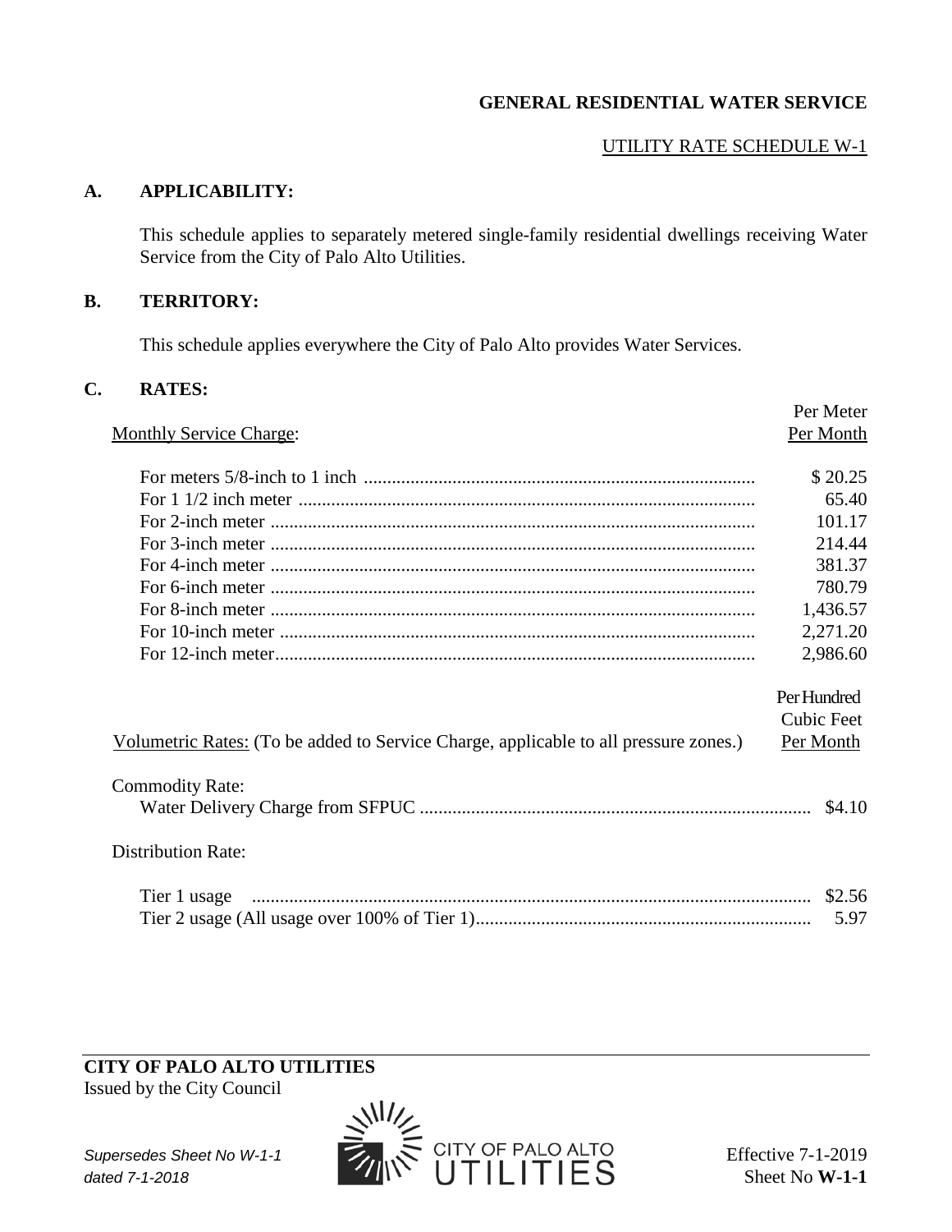# GENERAL RESIDENTIAL WATER SERVICE

## UTILITY RATE SCHEDULE W-1

### A. APPLICABILITY:

This schedule applies to separately metered single-family residential dwellings receiving Water Service from the City of Palo Alto Utilities.

### B. TERRITORY:

This schedule applies everywhere the City of Palo Alto provides Water Services.

### C. RATES:

| Monthly Service Charge: | Per Meter Per Month |
|---|---|
| For meters 5/8-inch to 1 inch | $ 20.25 |
| For 1 1/2 inch meter | 65.40 |
| For 2-inch meter | 101.17 |
| For 3-inch meter | 214.44 |
| For 4-inch meter | 381.37 |
| For 6-inch meter | 780.79 |
| For 8-inch meter | 1,436.57 |
| For 10-inch meter | 2,271.20 |
| For 12-inch meter | 2,986.60 |

| Volumetric Rates: (To be added to Service Charge, applicable to all pressure zones.) | Per Hundred Cubic Feet Per Month |
|---|---|
| **Commodity Rate:** | |
| Water Delivery Charge from SFPUC | $4.10 |
| **Distribution Rate:** | |
| Tier 1 usage | $2.56 |
| Tier 2 usage (All usage over 100% of Tier 1) | 5.97 |

**CITY OF PALO ALTO UTILITIES**
Issued by the City Council

*Supersedes Sheet No W-1-1 dated 7-1-2018*

Effective 7-1-2019
Sheet No **W-1-1**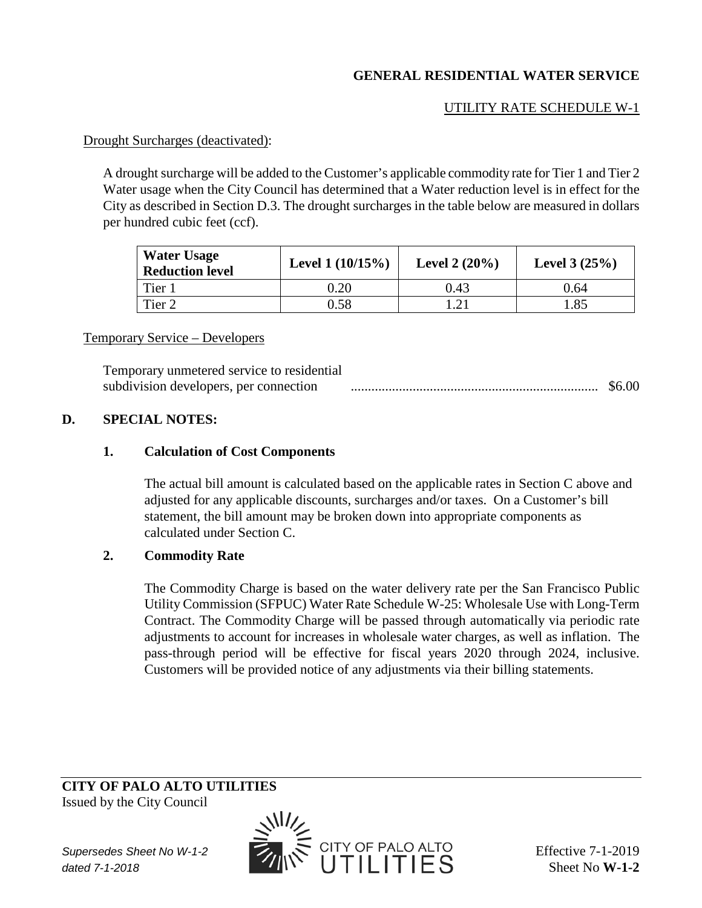**GENERAL RESIDENTIAL WATER SERVICE**

UTILITY RATE SCHEDULE W-1

Drought Surcharges (deactivated):

A drought surcharge will be added to the Customer's applicable commodity rate for Tier 1 and Tier 2 Water usage when the City Council has determined that a Water reduction level is in effect for the City as described in Section D.3. The drought surcharges in the table below are measured in dollars per hundred cubic feet (ccf).

| Water Usage Reduction level | Level 1 (10/15%) | Level 2 (20%) | Level 3 (25%) |
|---|---|---|---|
| Tier 1 | 0.20 | 0.43 | 0.64 |
| Tier 2 | 0.58 | 1.21 | 1.85 |

Temporary Service – Developers

Temporary unmetered service to residential subdivision developers, per connection ........................................................................ $6.00

## D. SPECIAL NOTES:

### 1. Calculation of Cost Components

The actual bill amount is calculated based on the applicable rates in Section C above and adjusted for any applicable discounts, surcharges and/or taxes. On a Customer's bill statement, the bill amount may be broken down into appropriate components as calculated under Section C.

### 2. Commodity Rate

The Commodity Charge is based on the water delivery rate per the San Francisco Public Utility Commission (SFPUC) Water Rate Schedule W-25: Wholesale Use with Long-Term Contract. The Commodity Charge will be passed through automatically via periodic rate adjustments to account for increases in wholesale water charges, as well as inflation. The pass-through period will be effective for fiscal years 2020 through 2024, inclusive. Customers will be provided notice of any adjustments via their billing statements.

**CITY OF PALO ALTO UTILITIES**
Issued by the City Council

*Supersedes Sheet No W-1-2 dated 7-1-2018*

Effective 7-1-2019
Sheet No **W-1-2**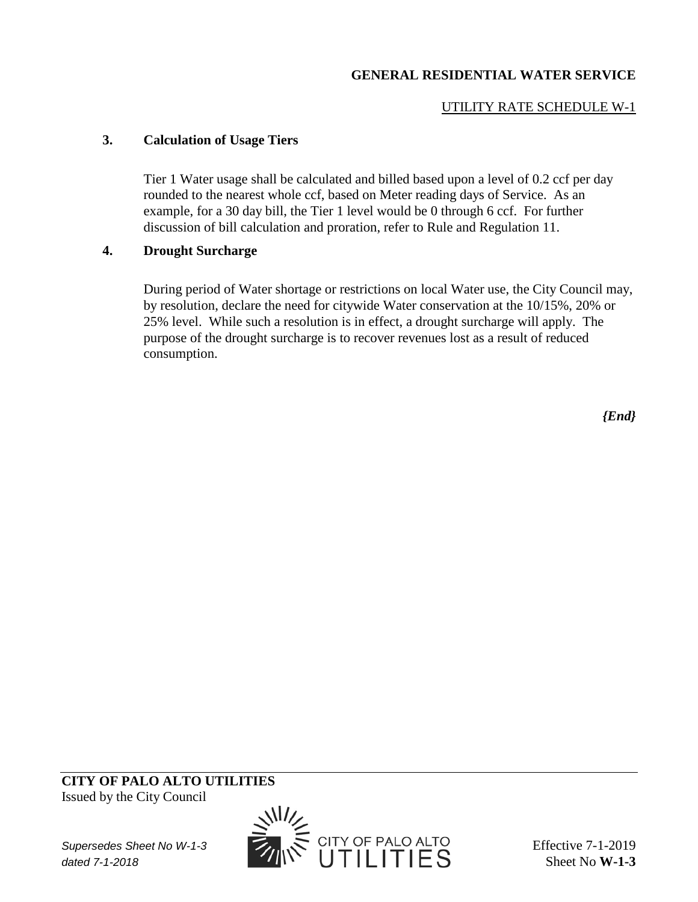**GENERAL RESIDENTIAL WATER SERVICE**

UTILITY RATE SCHEDULE W-1

### 3. Calculation of Usage Tiers

Tier 1 Water usage shall be calculated and billed based upon a level of 0.2 ccf per day rounded to the nearest whole ccf, based on Meter reading days of Service. As an example, for a 30 day bill, the Tier 1 level would be 0 through 6 ccf. For further discussion of bill calculation and proration, refer to Rule and Regulation 11.

### 4. Drought Surcharge

During period of Water shortage or restrictions on local Water use, the City Council may, by resolution, declare the need for citywide Water conservation at the 10/15%, 20% or 25% level. While such a resolution is in effect, a drought surcharge will apply. The purpose of the drought surcharge is to recover revenues lost as a result of reduced consumption.

***{End}***

**CITY OF PALO ALTO UTILITIES**
Issued by the City Council

*Supersedes Sheet No W-1-3 dated 7-1-2018*

Effective 7-1-2019
Sheet No **W-1-3**